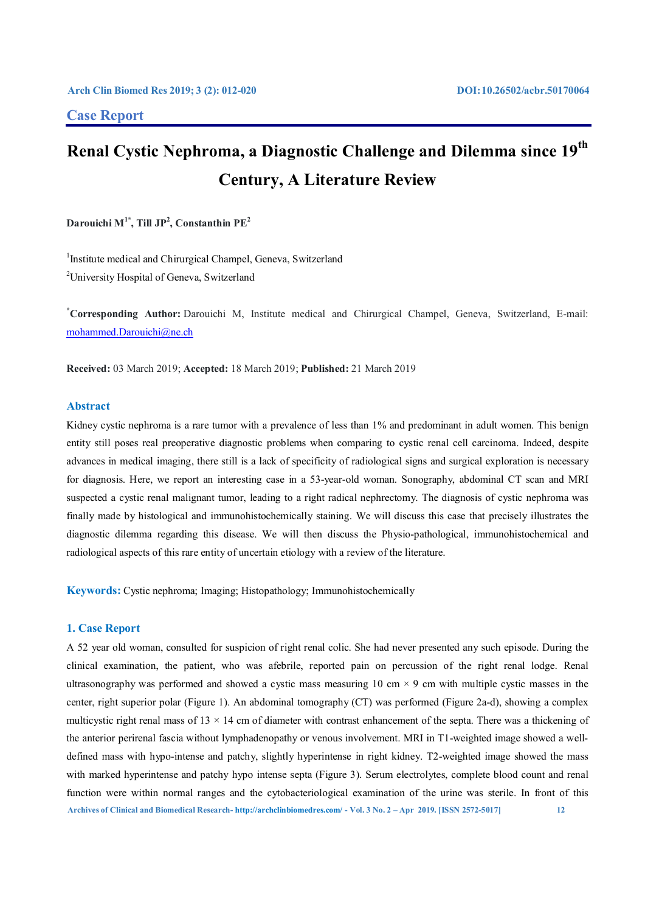Case Report

# Renal Cystic Nephroma, a Diagnostic Challenge and Dilemma since 19th Century, A Literature Review

**Darouichi M[1*], Till JP[2], Constanthin PE[2]**

[1]Institute medical and Chirurgical Champel, Geneva, Switzerland

[2]University Hospital of Geneva, Switzerland

[*]**Corresponding Author:** Darouichi M, Institute medical and Chirurgical Champel, Geneva, Switzerland, E-mail: mohammed.Darouichi@ne.ch

**Received:** 03 March 2019; **Accepted:** 18 March 2019; **Published:** 21 March 2019

## Abstract

Kidney cystic nephroma is a rare tumor with a prevalence of less than 1% and predominant in adult women. This benign entity still poses real preoperative diagnostic problems when comparing to cystic renal cell carcinoma. Indeed, despite advances in medical imaging, there still is a lack of specificity of radiological signs and surgical exploration is necessary for diagnosis. Here, we report an interesting case in a 53-year-old woman. Sonography, abdominal CT scan and MRI suspected a cystic renal malignant tumor, leading to a right radical nephrectomy. The diagnosis of cystic nephroma was finally made by histological and immunohistochemically staining. We will discuss this case that precisely illustrates the diagnostic dilemma regarding this disease. We will then discuss the Physio-pathological, immunohistochemical and radiological aspects of this rare entity of uncertain etiology with a review of the literature.

**Keywords:** Cystic nephroma; Imaging; Histopathology; Immunohistochemically

## 1. Case Report

A 52 year old woman, consulted for suspicion of right renal colic. She had never presented any such episode. During the clinical examination, the patient, who was afebrile, reported pain on percussion of the right renal lodge. Renal ultrasonography was performed and showed a cystic mass measuring 10 cm × 9 cm with multiple cystic masses in the center, right superior polar (Figure 1). An abdominal tomography (CT) was performed (Figure 2a-d), showing a complex multicystic right renal mass of 13 × 14 cm of diameter with contrast enhancement of the septa. There was a thickening of the anterior perirenal fascia without lymphadenopathy or venous involvement. MRI in T1-weighted image showed a well-defined mass with hypo-intense and patchy, slightly hyperintense in right kidney. T2-weighted image showed the mass with marked hyperintense and patchy hypo intense septa (Figure 3). Serum electrolytes, complete blood count and renal function were within normal ranges and the cytobacteriological examination of the urine was sterile. In front of this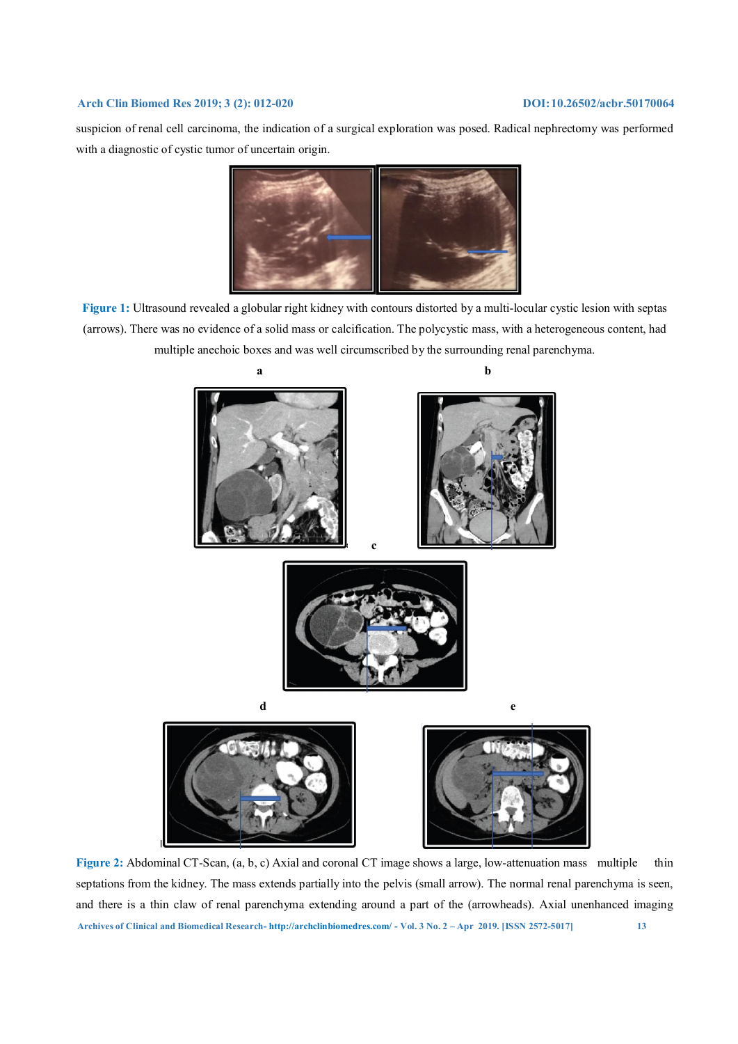suspicion of renal cell carcinoma, the indication of a surgical exploration was posed. Radical nephrectomy was performed with a diagnostic of cystic tumor of uncertain origin.

**Figure 1:** Ultrasound revealed a globular right kidney with contours distorted by a multi-locular cystic lesion with septas (arrows). There was no evidence of a solid mass or calcification. The polycystic mass, with a heterogeneous content, had multiple anechoic boxes and was well circumscribed by the surrounding renal parenchyma.

**Figure 2:** Abdominal CT-Scan, (a, b, c) Axial and coronal CT image shows a large, low-attenuation mass multiple thin septations from the kidney. The mass extends partially into the pelvis (small arrow). The normal renal parenchyma is seen, and there is a thin claw of renal parenchyma extending around a part of the (arrowheads). Axial unenhanced imaging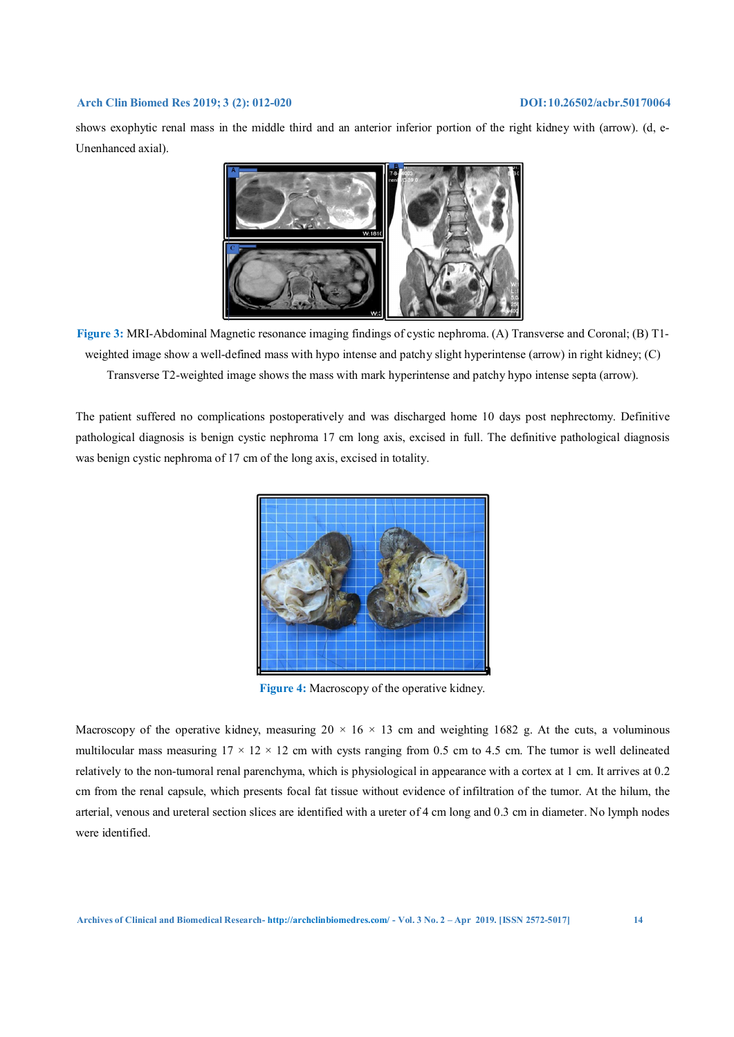shows exophytic renal mass in the middle third and an anterior inferior portion of the right kidney with (arrow). (d, e-Unenhanced axial).

**Figure 3:** MRI-Abdominal Magnetic resonance imaging findings of cystic nephroma. (A) Transverse and Coronal; (B) T1-weighted image show a well-defined mass with hypo intense and patchy slight hyperintense (arrow) in right kidney; (C) Transverse T2-weighted image shows the mass with mark hyperintense and patchy hypo intense septa (arrow).

The patient suffered no complications postoperatively and was discharged home 10 days post nephrectomy. Definitive pathological diagnosis is benign cystic nephroma 17 cm long axis, excised in full. The definitive pathological diagnosis was benign cystic nephroma of 17 cm of the long axis, excised in totality.

**Figure 4:** Macroscopy of the operative kidney.

Macroscopy of the operative kidney, measuring 20 × 16 × 13 cm and weighting 1682 g. At the cuts, a voluminous multilocular mass measuring 17 × 12 × 12 cm with cysts ranging from 0.5 cm to 4.5 cm. The tumor is well delineated relatively to the non-tumoral renal parenchyma, which is physiological in appearance with a cortex at 1 cm. It arrives at 0.2 cm from the renal capsule, which presents focal fat tissue without evidence of infiltration of the tumor. At the hilum, the arterial, venous and ureteral section slices are identified with a ureter of 4 cm long and 0.3 cm in diameter. No lymph nodes were identified.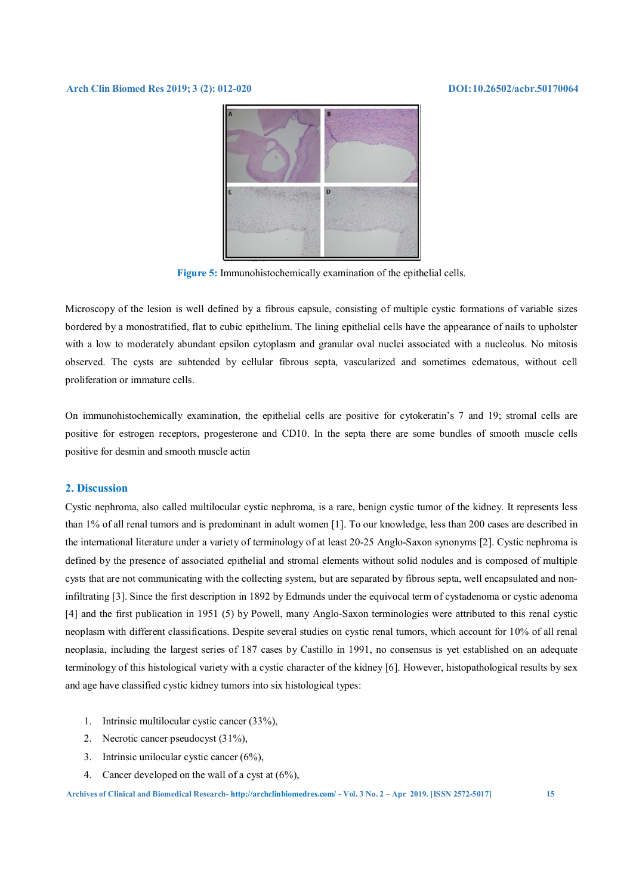Figure 5: Immunohistochemically examination of the epithelial cells.

Microscopy of the lesion is well defined by a fibrous capsule, consisting of multiple cystic formations of variable sizes bordered by a monostratified, flat to cubic epithelium. The lining epithelial cells have the appearance of nails to upholster with a low to moderately abundant epsilon cytoplasm and granular oval nuclei associated with a nucleolus. No mitosis observed. The cysts are subtended by cellular fibrous septa, vascularized and sometimes edematous, without cell proliferation or immature cells.

On immunohistochemically examination, the epithelial cells are positive for cytokeratin's 7 and 19; stromal cells are positive for estrogen receptors, progesterone and CD10. In the septa there are some bundles of smooth muscle cells positive for desmin and smooth muscle actin

## 2. Discussion

Cystic nephroma, also called multilocular cystic nephroma, is a rare, benign cystic tumor of the kidney. It represents less than 1% of all renal tumors and is predominant in adult women [1]. To our knowledge, less than 200 cases are described in the international literature under a variety of terminology of at least 20-25 Anglo-Saxon synonyms [2]. Cystic nephroma is defined by the presence of associated epithelial and stromal elements without solid nodules and is composed of multiple cysts that are not communicating with the collecting system, but are separated by fibrous septa, well encapsulated and non-infiltrating [3]. Since the first description in 1892 by Edmunds under the equivocal term of cystadenoma or cystic adenoma [4] and the first publication in 1951 (5) by Powell, many Anglo-Saxon terminologies were attributed to this renal cystic neoplasm with different classifications. Despite several studies on cystic renal tumors, which account for 10% of all renal neoplasia, including the largest series of 187 cases by Castillo in 1991, no consensus is yet established on an adequate terminology of this histological variety with a cystic character of the kidney [6]. However, histopathological results by sex and age have classified cystic kidney tumors into six histological types:

1. Intrinsic multilocular cystic cancer (33%),
2. Necrotic cancer pseudocyst (31%),
3. Intrinsic unilocular cystic cancer (6%),
4. Cancer developed on the wall of a cyst at (6%),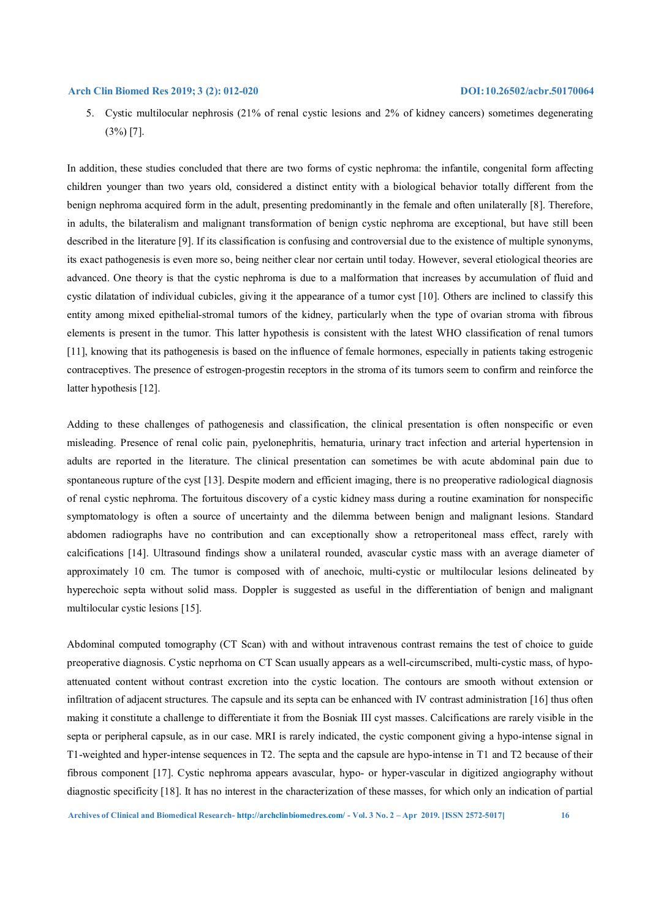5. Cystic multilocular nephrosis (21% of renal cystic lesions and 2% of kidney cancers) sometimes degenerating (3%) [7].

In addition, these studies concluded that there are two forms of cystic nephroma: the infantile, congenital form affecting children younger than two years old, considered a distinct entity with a biological behavior totally different from the benign nephroma acquired form in the adult, presenting predominantly in the female and often unilaterally [8]. Therefore, in adults, the bilateralism and malignant transformation of benign cystic nephroma are exceptional, but have still been described in the literature [9]. If its classification is confusing and controversial due to the existence of multiple synonyms, its exact pathogenesis is even more so, being neither clear nor certain until today. However, several etiological theories are advanced. One theory is that the cystic nephroma is due to a malformation that increases by accumulation of fluid and cystic dilatation of individual cubicles, giving it the appearance of a tumor cyst [10]. Others are inclined to classify this entity among mixed epithelial-stromal tumors of the kidney, particularly when the type of ovarian stroma with fibrous elements is present in the tumor. This latter hypothesis is consistent with the latest WHO classification of renal tumors [11], knowing that its pathogenesis is based on the influence of female hormones, especially in patients taking estrogenic contraceptives. The presence of estrogen-progestin receptors in the stroma of its tumors seem to confirm and reinforce the latter hypothesis [12].

Adding to these challenges of pathogenesis and classification, the clinical presentation is often nonspecific or even misleading. Presence of renal colic pain, pyelonephritis, hematuria, urinary tract infection and arterial hypertension in adults are reported in the literature. The clinical presentation can sometimes be with acute abdominal pain due to spontaneous rupture of the cyst [13]. Despite modern and efficient imaging, there is no preoperative radiological diagnosis of renal cystic nephroma. The fortuitous discovery of a cystic kidney mass during a routine examination for nonspecific symptomatology is often a source of uncertainty and the dilemma between benign and malignant lesions. Standard abdomen radiographs have no contribution and can exceptionally show a retroperitoneal mass effect, rarely with calcifications [14]. Ultrasound findings show a unilateral rounded, avascular cystic mass with an average diameter of approximately 10 cm. The tumor is composed with of anechoic, multi-cystic or multilocular lesions delineated by hyperechoic septa without solid mass. Doppler is suggested as useful in the differentiation of benign and malignant multilocular cystic lesions [15].

Abdominal computed tomography (CT Scan) with and without intravenous contrast remains the test of choice to guide preoperative diagnosis. Cystic neprhoma on CT Scan usually appears as a well-circumscribed, multi-cystic mass, of hypo-attenuated content without contrast excretion into the cystic location. The contours are smooth without extension or infiltration of adjacent structures. The capsule and its septa can be enhanced with IV contrast administration [16] thus often making it constitute a challenge to differentiate it from the Bosniak III cyst masses. Calcifications are rarely visible in the septa or peripheral capsule, as in our case. MRI is rarely indicated, the cystic component giving a hypo-intense signal in T1-weighted and hyper-intense sequences in T2. The septa and the capsule are hypo-intense in T1 and T2 because of their fibrous component [17]. Cystic nephroma appears avascular, hypo- or hyper-vascular in digitized angiography without diagnostic specificity [18]. It has no interest in the characterization of these masses, for which only an indication of partial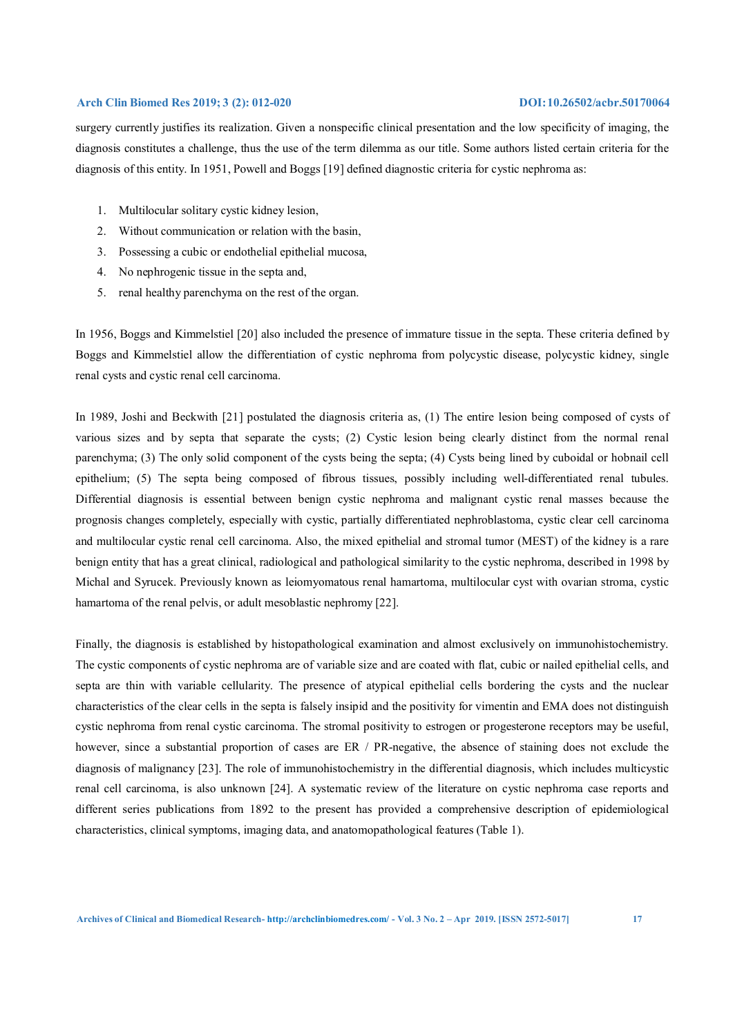surgery currently justifies its realization. Given a nonspecific clinical presentation and the low specificity of imaging, the diagnosis constitutes a challenge, thus the use of the term dilemma as our title. Some authors listed certain criteria for the diagnosis of this entity. In 1951, Powell and Boggs [19] defined diagnostic criteria for cystic nephroma as:

1. Multilocular solitary cystic kidney lesion,
2. Without communication or relation with the basin,
3. Possessing a cubic or endothelial epithelial mucosa,
4. No nephrogenic tissue in the septa and,
5. renal healthy parenchyma on the rest of the organ.

In 1956, Boggs and Kimmelstiel [20] also included the presence of immature tissue in the septa. These criteria defined by Boggs and Kimmelstiel allow the differentiation of cystic nephroma from polycystic disease, polycystic kidney, single renal cysts and cystic renal cell carcinoma.

In 1989, Joshi and Beckwith [21] postulated the diagnosis criteria as, (1) The entire lesion being composed of cysts of various sizes and by septa that separate the cysts; (2) Cystic lesion being clearly distinct from the normal renal parenchyma; (3) The only solid component of the cysts being the septa; (4) Cysts being lined by cuboidal or hobnail cell epithelium; (5) The septa being composed of fibrous tissues, possibly including well-differentiated renal tubules. Differential diagnosis is essential between benign cystic nephroma and malignant cystic renal masses because the prognosis changes completely, especially with cystic, partially differentiated nephroblastoma, cystic clear cell carcinoma and multilocular cystic renal cell carcinoma. Also, the mixed epithelial and stromal tumor (MEST) of the kidney is a rare benign entity that has a great clinical, radiological and pathological similarity to the cystic nephroma, described in 1998 by Michal and Syrucek. Previously known as leiomyomatous renal hamartoma, multilocular cyst with ovarian stroma, cystic hamartoma of the renal pelvis, or adult mesoblastic nephromy [22].

Finally, the diagnosis is established by histopathological examination and almost exclusively on immunohistochemistry. The cystic components of cystic nephroma are of variable size and are coated with flat, cubic or nailed epithelial cells, and septa are thin with variable cellularity. The presence of atypical epithelial cells bordering the cysts and the nuclear characteristics of the clear cells in the septa is falsely insipid and the positivity for vimentin and EMA does not distinguish cystic nephroma from renal cystic carcinoma. The stromal positivity to estrogen or progesterone receptors may be useful, however, since a substantial proportion of cases are ER / PR-negative, the absence of staining does not exclude the diagnosis of malignancy [23]. The role of immunohistochemistry in the differential diagnosis, which includes multicystic renal cell carcinoma, is also unknown [24]. A systematic review of the literature on cystic nephroma case reports and different series publications from 1892 to the present has provided a comprehensive description of epidemiological characteristics, clinical symptoms, imaging data, and anatomopathological features (Table 1).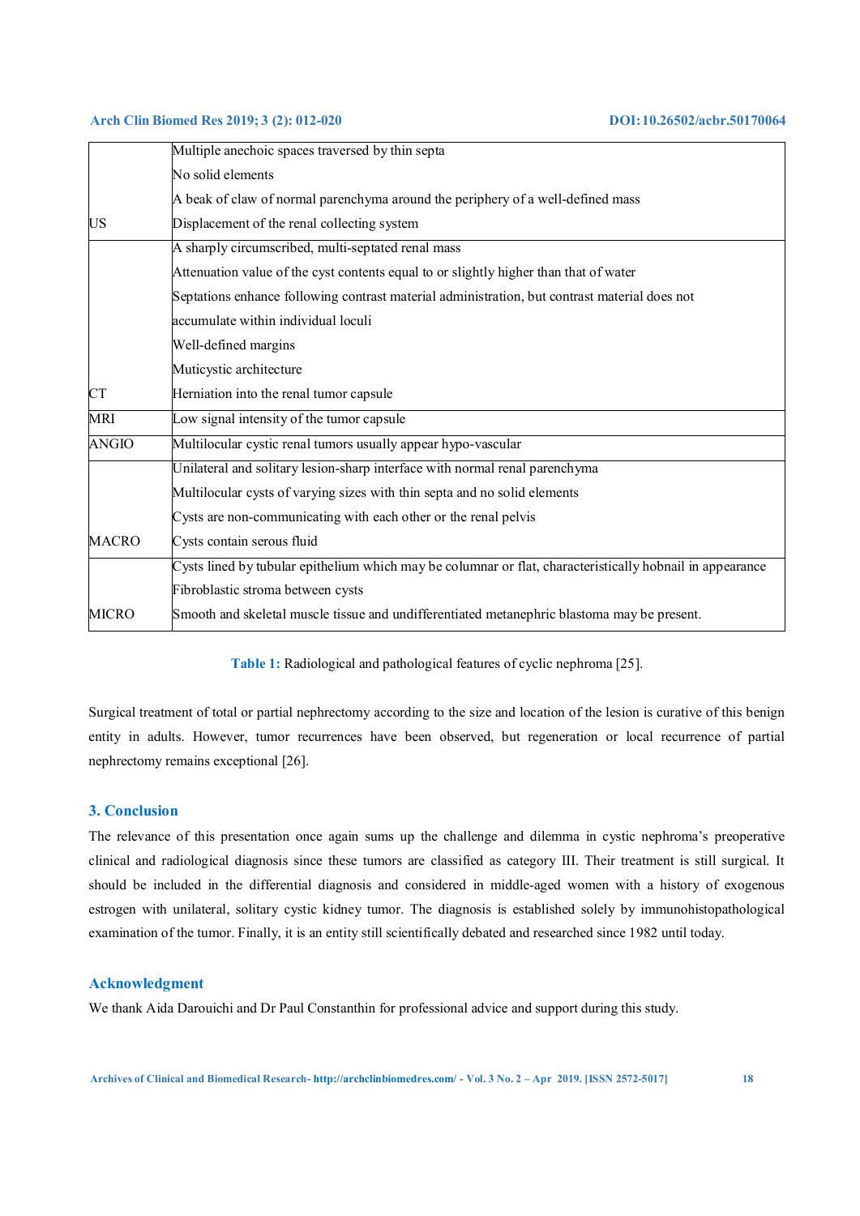| | |
|---|---|
| US | Multiple anechoic spaces traversed by thin septa<br>No solid elements<br>A beak of claw of normal parenchyma around the periphery of a well-defined mass<br>Displacement of the renal collecting system |
| CT | A sharply circumscribed, multi-septated renal mass<br>Attenuation value of the cyst contents equal to or slightly higher than that of water<br>Septations enhance following contrast material administration, but contrast material does not accumulate within individual loculi<br>Well-defined margins<br>Muticystic architecture<br>Herniation into the renal tumor capsule |
| MRI | Low signal intensity of the tumor capsule |
| ANGIO | Multilocular cystic renal tumors usually appear hypo-vascular |
| MACRO | Unilateral and solitary lesion-sharp interface with normal renal parenchyma<br>Multilocular cysts of varying sizes with thin septa and no solid elements<br>Cysts are non-communicating with each other or the renal pelvis<br>Cysts contain serous fluid |
| MICRO | Cysts lined by tubular epithelium which may be columnar or flat, characteristically hobnail in appearance<br>Fibroblastic stroma between cysts<br>Smooth and skeletal muscle tissue and undifferentiated metanephric blastoma may be present. |

**Table 1:** Radiological and pathological features of cyclic nephroma [25].

Surgical treatment of total or partial nephrectomy according to the size and location of the lesion is curative of this benign entity in adults. However, tumor recurrences have been observed, but regeneration or local recurrence of partial nephrectomy remains exceptional [26].

## 3. Conclusion

The relevance of this presentation once again sums up the challenge and dilemma in cystic nephroma's preoperative clinical and radiological diagnosis since these tumors are classified as category III. Their treatment is still surgical. It should be included in the differential diagnosis and considered in middle-aged women with a history of exogenous estrogen with unilateral, solitary cystic kidney tumor. The diagnosis is established solely by immunohistopathological examination of the tumor. Finally, it is an entity still scientifically debated and researched since 1982 until today.

## Acknowledgment

We thank Aida Darouichi and Dr Paul Constanthin for professional advice and support during this study.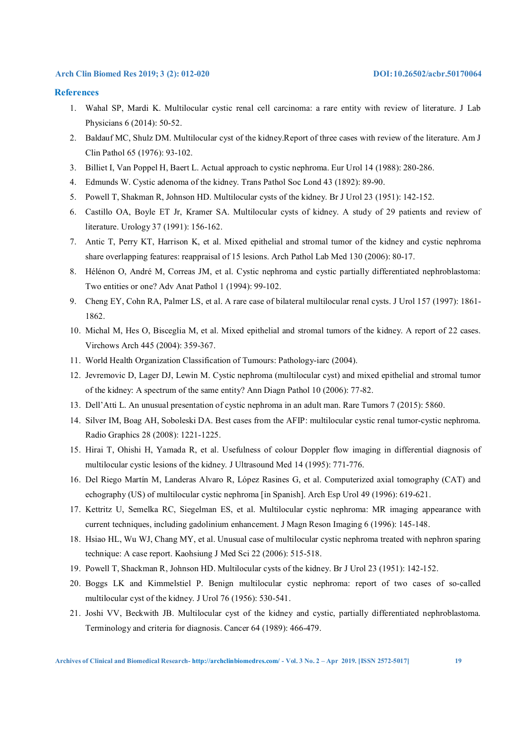## References

1. Wahal SP, Mardi K. Multilocular cystic renal cell carcinoma: a rare entity with review of literature. J Lab Physicians 6 (2014): 50-52.
2. Baldauf MC, Shulz DM. Multilocular cyst of the kidney.Report of three cases with review of the literature. Am J Clin Pathol 65 (1976): 93-102.
3. Billiet I, Van Poppel H, Baert L. Actual approach to cystic nephroma. Eur Urol 14 (1988): 280-286.
4. Edmunds W. Cystic adenoma of the kidney. Trans Pathol Soc Lond 43 (1892): 89-90.
5. Powell T, Shakman R, Johnson HD. Multilocular cysts of the kidney. Br J Urol 23 (1951): 142-152.
6. Castillo OA, Boyle ET Jr, Kramer SA. Multilocular cysts of kidney. A study of 29 patients and review of literature. Urology 37 (1991): 156-162.
7. Antic T, Perry KT, Harrison K, et al. Mixed epithelial and stromal tumor of the kidney and cystic nephroma share overlapping features: reappraisal of 15 lesions. Arch Pathol Lab Med 130 (2006): 80-17.
8. Hélénon O, André M, Correas JM, et al. Cystic nephroma and cystic partially differentiated nephroblastoma: Two entities or one? Adv Anat Pathol 1 (1994): 99-102.
9. Cheng EY, Cohn RA, Palmer LS, et al. A rare case of bilateral multilocular renal cysts. J Urol 157 (1997): 1861-1862.
10. Michal M, Hes O, Bisceglia M, et al. Mixed epithelial and stromal tumors of the kidney. A report of 22 cases. Virchows Arch 445 (2004): 359-367.
11. World Health Organization Classification of Tumours: Pathology-iarc (2004).
12. Jevremovic D, Lager DJ, Lewin M. Cystic nephroma (multilocular cyst) and mixed epithelial and stromal tumor of the kidney: A spectrum of the same entity? Ann Diagn Pathol 10 (2006): 77-82.
13. Dell'Atti L. An unusual presentation of cystic nephroma in an adult man. Rare Tumors 7 (2015): 5860.
14. Silver IM, Boag AH, Soboleski DA. Best cases from the AFIP: multilocular cystic renal tumor-cystic nephroma. Radio Graphics 28 (2008): 1221-1225.
15. Hirai T, Ohishi H, Yamada R, et al. Usefulness of colour Doppler flow imaging in differential diagnosis of multilocular cystic lesions of the kidney. J Ultrasound Med 14 (1995): 771-776.
16. Del Riego Martín M, Landeras Alvaro R, López Rasines G, et al. Computerized axial tomography (CAT) and echography (US) of multilocular cystic nephroma [in Spanish]. Arch Esp Urol 49 (1996): 619-621.
17. Kettritz U, Semelka RC, Siegelman ES, et al. Multilocular cystic nephroma: MR imaging appearance with current techniques, including gadolinium enhancement. J Magn Reson Imaging 6 (1996): 145-148.
18. Hsiao HL, Wu WJ, Chang MY, et al. Unusual case of multilocular cystic nephroma treated with nephron sparing technique: A case report. Kaohsiung J Med Sci 22 (2006): 515-518.
19. Powell T, Shackman R, Johnson HD. Multilocular cysts of the kidney. Br J Urol 23 (1951): 142-152.
20. Boggs LK and Kimmelstiel P. Benign multilocular cystic nephroma: report of two cases of so-called multilocular cyst of the kidney. J Urol 76 (1956): 530-541.
21. Joshi VV, Beckwith JB. Multilocular cyst of the kidney and cystic, partially differentiated nephroblastoma. Terminology and criteria for diagnosis. Cancer 64 (1989): 466-479.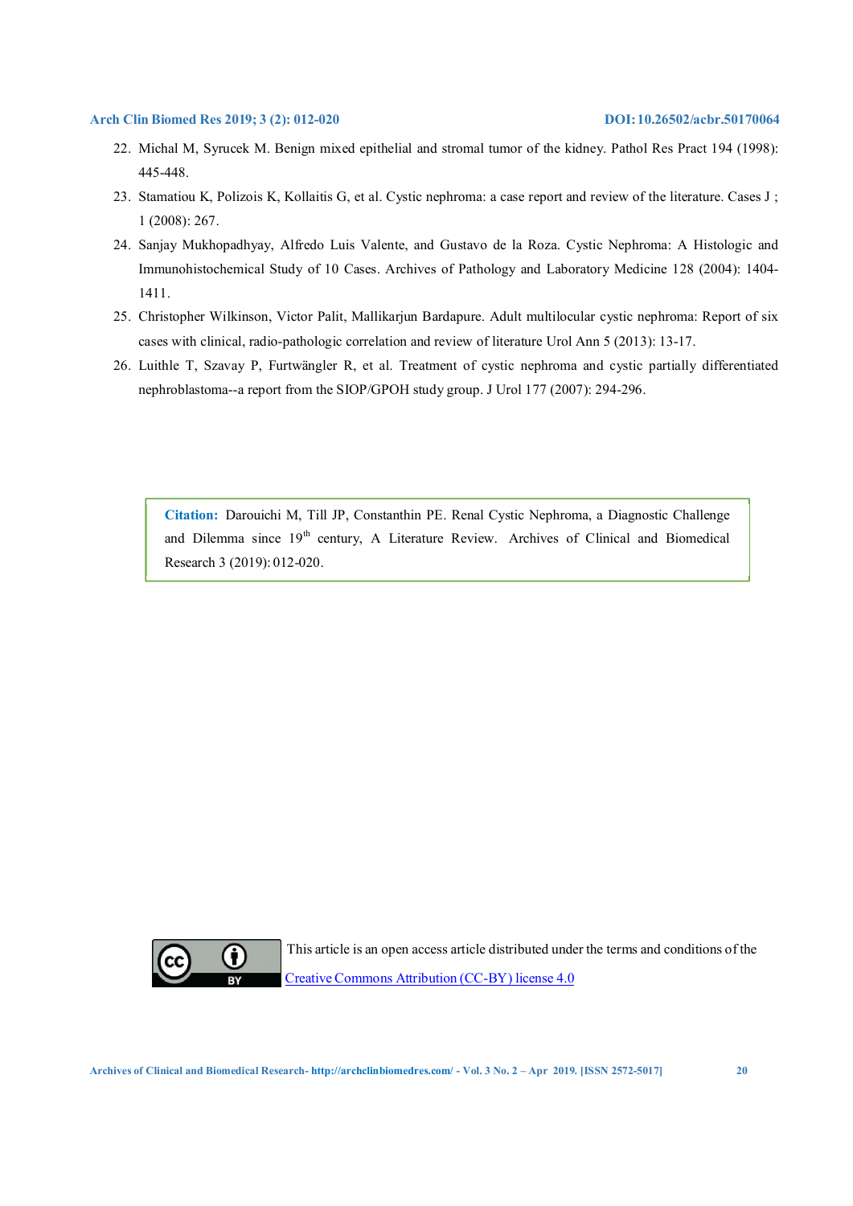22. Michal M, Syrucek M. Benign mixed epithelial and stromal tumor of the kidney. Pathol Res Pract 194 (1998): 445-448.
23. Stamatiou K, Polizois K, Kollaitis G, et al. Cystic nephroma: a case report and review of the literature. Cases J ; 1 (2008): 267.
24. Sanjay Mukhopadhyay, Alfredo Luis Valente, and Gustavo de la Roza. Cystic Nephroma: A Histologic and Immunohistochemical Study of 10 Cases. Archives of Pathology and Laboratory Medicine 128 (2004): 1404-1411.
25. Christopher Wilkinson, Victor Palit, Mallikarjun Bardapure. Adult multilocular cystic nephroma: Report of six cases with clinical, radio-pathologic correlation and review of literature Urol Ann 5 (2013): 13-17.
26. Luithle T, Szavay P, Furtwängler R, et al. Treatment of cystic nephroma and cystic partially differentiated nephroblastoma--a report from the SIOP/GPOH study group. J Urol 177 (2007): 294-296.

**Citation:** Darouichi M, Till JP, Constanthin PE. Renal Cystic Nephroma, a Diagnostic Challenge and Dilemma since 19th century, A Literature Review. Archives of Clinical and Biomedical Research 3 (2019): 012-020.

This article is an open access article distributed under the terms and conditions of the [Creative Commons Attribution (CC-BY) license 4.0](https://creativecommons.org/licenses/by/4.0/)